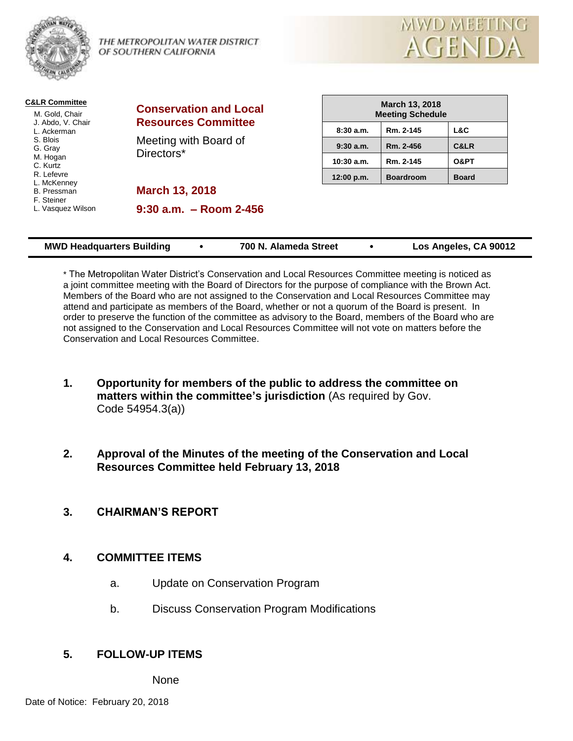THE METROPOLITAN WATER DISTRICT OF SOUTHERN CALIFORNIA

# MWD MEETING AGENDA

**C&LR Committee**

- M. Gold, Chair
- J. Abdo, V. Chair
- L. Ackerman
- S. Blois
- G. Gray
- M. Hogan
- C. Kurtz
- R. Lefevre
- L. McKenney
- B. Pressman
- F. Steiner
- L. Vasquez Wilson

## Conservation and Local Resources Committee

Meeting with Board of Directors*

**March 13, 2018**

**9:30 a.m. – Room 2-456**

| March 13, 2018 Meeting Schedule | | |
|---|---|---|
| 8:30 a.m. | Rm. 2-145 | L&C |
| 9:30 a.m. | Rm. 2-456 | C&LR |
| 10:30 a.m. | Rm. 2-145 | O&PT |
| 12:00 p.m. | Boardroom | Board |

**MWD Headquarters Building • 700 N. Alameda Street • Los Angeles, CA 90012**

* The Metropolitan Water District's Conservation and Local Resources Committee meeting is noticed as a joint committee meeting with the Board of Directors for the purpose of compliance with the Brown Act. Members of the Board who are not assigned to the Conservation and Local Resources Committee may attend and participate as members of the Board, whether or not a quorum of the Board is present. In order to preserve the function of the committee as advisory to the Board, members of the Board who are not assigned to the Conservation and Local Resources Committee will not vote on matters before the Conservation and Local Resources Committee.

1. **Opportunity for members of the public to address the committee on matters within the committee's jurisdiction** (As required by Gov. Code 54954.3(a))

2. **Approval of the Minutes of the meeting of the Conservation and Local Resources Committee held February 13, 2018**

3. **CHAIRMAN'S REPORT**

4. **COMMITTEE ITEMS**

   a. Update on Conservation Program

   b. Discuss Conservation Program Modifications

5. **FOLLOW-UP ITEMS**

   None

Date of Notice: February 20, 2018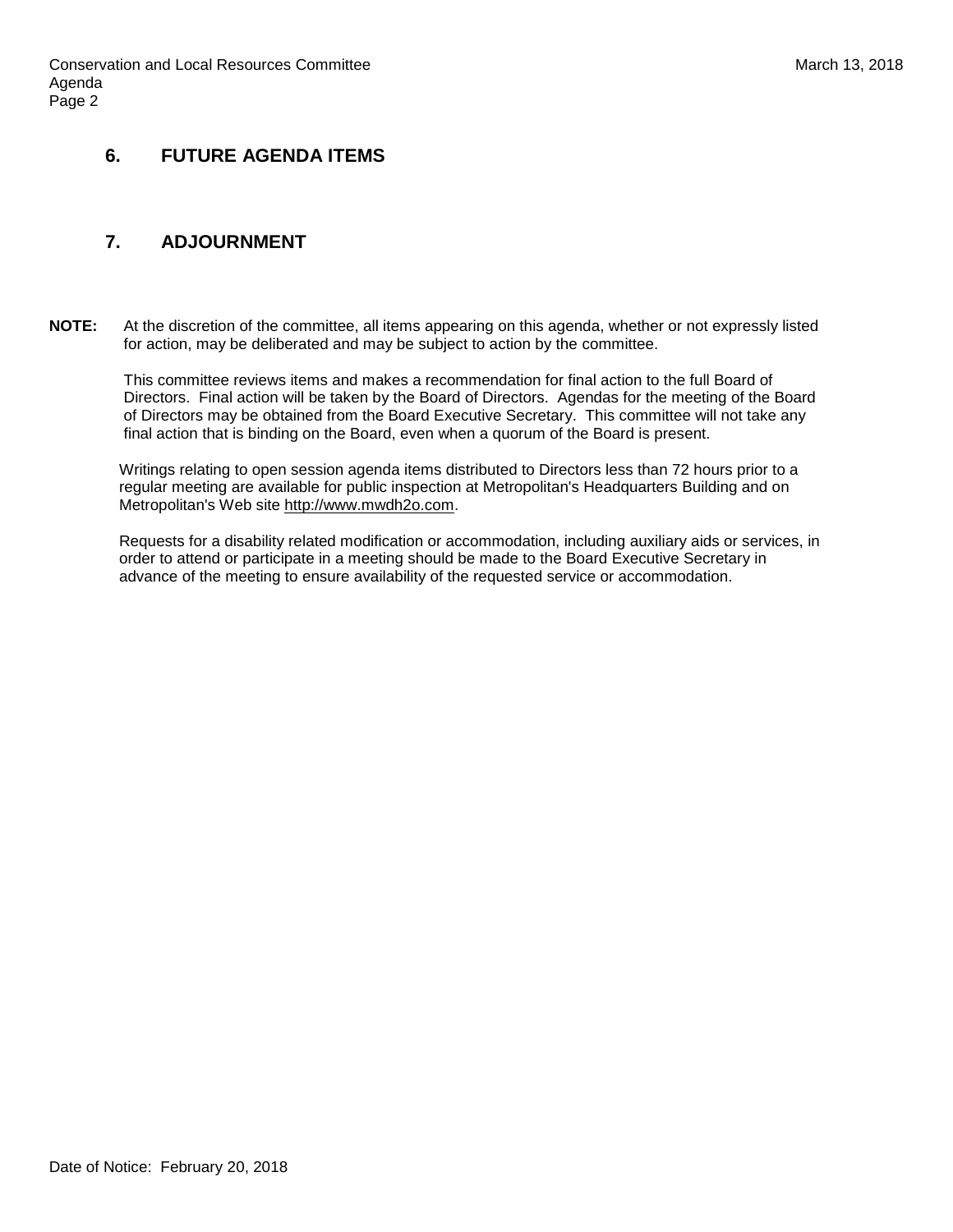## 6. FUTURE AGENDA ITEMS

## 7. ADJOURNMENT

**NOTE:** At the discretion of the committee, all items appearing on this agenda, whether or not expressly listed for action, may be deliberated and may be subject to action by the committee.

This committee reviews items and makes a recommendation for final action to the full Board of Directors. Final action will be taken by the Board of Directors. Agendas for the meeting of the Board of Directors may be obtained from the Board Executive Secretary. This committee will not take any final action that is binding on the Board, even when a quorum of the Board is present.

Writings relating to open session agenda items distributed to Directors less than 72 hours prior to a regular meeting are available for public inspection at Metropolitan's Headquarters Building and on Metropolitan's Web site http://www.mwdh2o.com.

Requests for a disability related modification or accommodation, including auxiliary aids or services, in order to attend or participate in a meeting should be made to the Board Executive Secretary in advance of the meeting to ensure availability of the requested service or accommodation.

Date of Notice: February 20, 2018